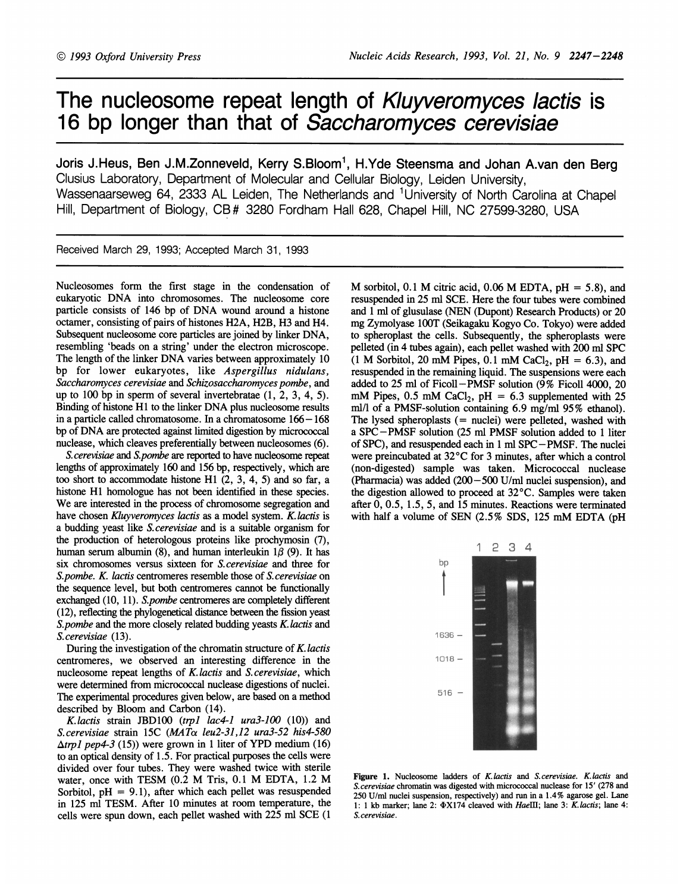# The nucleosome repeat length of *Kluyveromyces lactis* is 16 bp longer than that of *Saccharomyces cerevisiae*

**Joris J.Heus, Ben J.M.Zonneveld, Kerry S.Bloom[1], H.Yde Steensma and Johan A.van den Berg**

Clusius Laboratory, Department of Molecular and Cellular Biology, Leiden University, Wassenaarseweg 64, 2333 AL Leiden, The Netherlands and [1]University of North Carolina at Chapel Hill, Department of Biology, CB# 3280 Fordham Hall 628, Chapel Hill, NC 27599-3280, USA

Received March 29, 1993; Accepted March 31, 1993

Nucleosomes form the first stage in the condensation of eukaryotic DNA into chromosomes. The nucleosome core particle consists of 146 bp of DNA wound around a histone octamer, consisting of pairs of histones H2A, H2B, H3 and H4. Subsequent nucleosome core particles are joined by linker DNA, resembling 'beads on a string' under the electron microscope. The length of the linker DNA varies between approximately 10 bp for lower eukaryotes, like *Aspergillus nidulans*, *Saccharomyces cerevisiae* and *Schizosaccharomyces pombe*, and up to 100 bp in sperm of several invertebratae (1, 2, 3, 4, 5). Binding of histone H1 to the linker DNA plus nucleosome results in a particle called chromatosome. In a chromatosome 166–168 bp of DNA are protected against limited digestion by micrococcal nuclease, which cleaves preferentially between nucleosomes (6).

*S.cerevisiae* and *S.pombe* are reported to have nucleosome repeat lengths of approximately 160 and 156 bp, respectively, which are too short to accommodate histone H1 (2, 3, 4, 5) and so far, a histone H1 homologue has not been identified in these species. We are interested in the process of chromosome segregation and have chosen *Kluyveromyces lactis* as a model system. *K.lactis* is a budding yeast like *S.cerevisiae* and is a suitable organism for the production of heterologous proteins like prochymosin (7), human serum albumin (8), and human interleukin 1$\beta$ (9). It has six chromosomes versus sixteen for *S.cerevisiae* and three for *S.pombe*. *K. lactis* centromeres resemble those of *S.cerevisiae* on the sequence level, but both centromeres cannot be functionally exchanged (10, 11). *S.pombe* centromeres are completely different (12), reflecting the phylogenetical distance between the fission yeast *S.pombe* and the more closely related budding yeasts *K.lactis* and *S.cerevisiae* (13).

During the investigation of the chromatin structure of *K.lactis* centromeres, we observed an interesting difference in the nucleosome repeat lengths of *K.lactis* and *S.cerevisiae*, which were determined from micrococcal nuclease digestions of nuclei. The experimental procedures given below, are based on a method described by Bloom and Carbon (14).

*K.lactis* strain JBD100 (*trp1 lac4-1 ura3-100* (10)) and *S.cerevisiae* strain 15C (*MAT$\alpha$ leu2-31,12 ura3-52 his4-580 $\Delta$trp1 pep4-3* (15)) were grown in 1 liter of YPD medium (16) to an optical density of 1.5. For practical purposes the cells were divided over four tubes. They were washed twice with sterile water, once with TESM (0.2 M Tris, 0.1 M EDTA, 1.2 M Sorbitol, pH = 9.1), after which each pellet was resuspended in 125 ml TESM. After 10 minutes at room temperature, the cells were spun down, each pellet washed with 225 ml SCE (1 M sorbitol, 0.1 M citric acid, 0.06 M EDTA, pH = 5.8), and resuspended in 25 ml SCE. Here the four tubes were combined and 1 ml of glusulase (NEN (Dupont) Research Products) or 20 mg Zymolyase 100T (Seikagaku Kogyo Co. Tokyo) were added to spheroplast the cells. Subsequently, the spheroplasts were pelleted (in 4 tubes again), each pellet washed with 200 ml SPC (1 M Sorbitol, 20 mM Pipes, 0.1 mM $CaCl_2$, pH = 6.3), and resuspended in the remaining liquid. The suspensions were each added to 25 ml of Ficoll–PMSF solution (9% Ficoll 4000, 20 mM Pipes, 0.5 mM $CaCl_2$, pH = 6.3 supplemented with 25 ml/l of a PMSF-solution containing 6.9 mg/ml 95% ethanol). The lysed spheroplasts (= nuclei) were pelleted, washed with a SPC–PMSF solution (25 ml PMSF solution added to 1 liter of SPC), and resuspended each in 1 ml SPC–PMSF. The nuclei were preincubated at 32°C for 3 minutes, after which a control (non-digested) sample was taken. Micrococcal nuclease (Pharmacia) was added (200–500 U/ml nuclei suspension), and the digestion allowed to proceed at 32°C. Samples were taken after 0, 0.5, 1.5, 5, and 15 minutes. Reactions were terminated with half a volume of SEN (2.5% SDS, 125 mM EDTA (pH

**Figure 1.** Nucleosome ladders of *K.lactis* and *S.cerevisiae*. *K.lactis* and *S.cerevisiae* chromatin was digested with micrococcal nuclease for 15′ (278 and 250 U/ml nuclei suspension, respectively) and run in a 1.4% agarose gel. Lane 1: 1 kb marker; lane 2: $\Phi$X174 cleaved with *Hae*III; lane 3: *K.lactis*; lane 4: *S.cerevisiae*.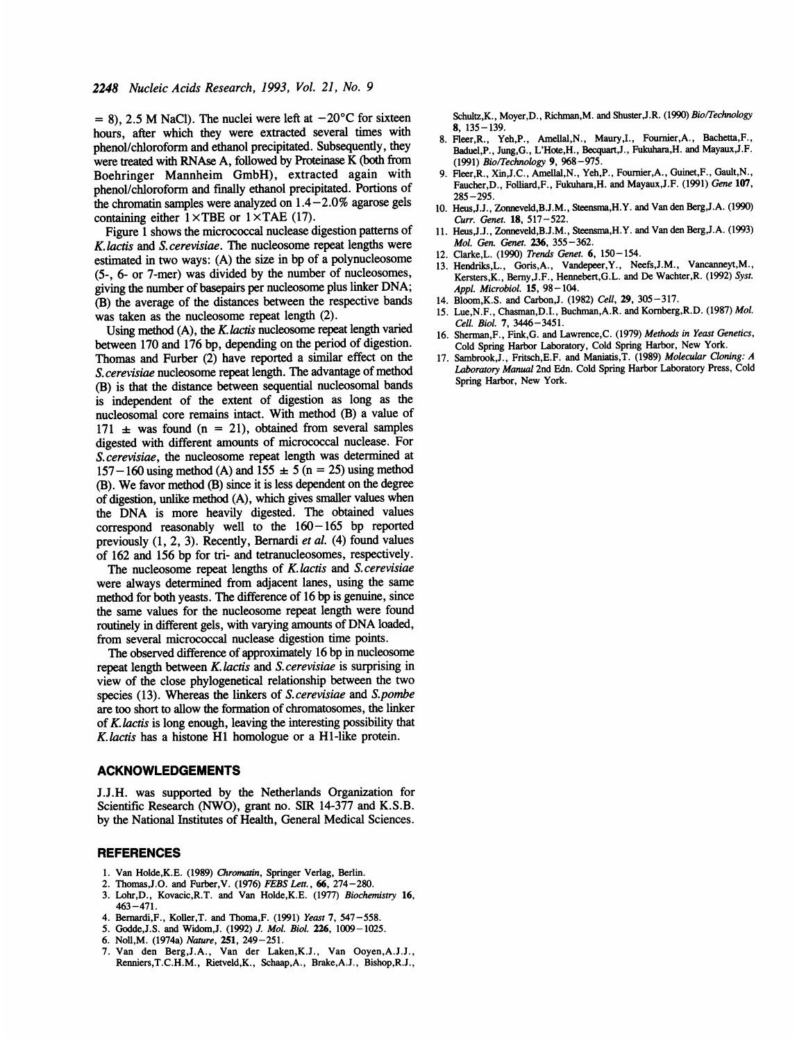= 8), 2.5 M NaCl). The nuclei were left at −20°C for sixteen hours, after which they were extracted several times with phenol/chloroform and ethanol precipitated. Subsequently, they were treated with RNAse A, followed by Proteinase K (both from Boehringer Mannheim GmbH), extracted again with phenol/chloroform and finally ethanol precipitated. Portions of the chromatin samples were analyzed on 1.4−2.0% agarose gels containing either 1×TBE or 1×TAE (17).

Figure 1 shows the micrococcal nuclease digestion patterns of *K.lactis* and *S.cerevisiae*. The nucleosome repeat lengths were estimated in two ways: (A) the size in bp of a polynucleosome (5-, 6- or 7-mer) was divided by the number of nucleosomes, giving the number of basepairs per nucleosome plus linker DNA; (B) the average of the distances between the respective bands was taken as the nucleosome repeat length (2).

Using method (A), the *K.lactis* nucleosome repeat length varied between 170 and 176 bp, depending on the period of digestion. Thomas and Furber (2) have reported a similar effect on the *S.cerevisiae* nucleosome repeat length. The advantage of method (B) is that the distance between sequential nucleosomal bands is independent of the extent of digestion as long as the nucleosomal core remains intact. With method (B) a value of 171 ± was found (n = 21), obtained from several samples digested with different amounts of micrococcal nuclease. For *S.cerevisiae*, the nucleosome repeat length was determined at 157−160 using method (A) and 155 ± 5 (n = 25) using method (B). We favor method (B) since it is less dependent on the degree of digestion, unlike method (A), which gives smaller values when the DNA is more heavily digested. The obtained values correspond reasonably well to the 160−165 bp reported previously (1, 2, 3). Recently, Bernardi *et al.* (4) found values of 162 and 156 bp for tri- and tetranucleosomes, respectively.

The nucleosome repeat lengths of *K.lactis* and *S.cerevisiae* were always determined from adjacent lanes, using the same method for both yeasts. The difference of 16 bp is genuine, since the same values for the nucleosome repeat length were found routinely in different gels, with varying amounts of DNA loaded, from several micrococcal nuclease digestion time points.

The observed difference of approximately 16 bp in nucleosome repeat length between *K.lactis* and *S.cerevisiae* is surprising in view of the close phylogenetical relationship between the two species (13). Whereas the linkers of *S.cerevisiae* and *S.pombe* are too short to allow the formation of chromatosomes, the linker of *K.lactis* is long enough, leaving the interesting possibility that *K.lactis* has a histone H1 homologue or a H1-like protein.

## ACKNOWLEDGEMENTS

J.J.H. was supported by the Netherlands Organization for Scientific Research (NWO), grant no. SIR 14-377 and K.S.B. by the National Institutes of Health, General Medical Sciences.

## REFERENCES

1. Van Holde,K.E. (1989) *Chromatin*, Springer Verlag, Berlin.
2. Thomas,J.O. and Furber,V. (1976) *FEBS Lett.*, **66**, 274−280.
3. Lohr,D., Kovacic,R.T. and Van Holde,K.E. (1977) *Biochemistry* **16**, 463−471.
4. Bernardi,F., Koller,T. and Thoma,F. (1991) *Yeast* **7**, 547−558.
5. Godde,J.S. and Widom,J. (1992) *J. Mol. Biol.* **226**, 1009−1025.
6. Noll,M. (1974a) *Nature*, **251**, 249−251.
7. Van den Berg,J.A., Van der Laken,K.J., Van Ooyen,A.J.J., Renniers,T.C.H.M., Rietveld,K., Schaap,A., Brake,A.J., Bishop,R.J., Schultz,K., Moyer,D., Richman,M. and Shuster,J.R. (1990) *Bio/Technology* **8**, 135−139.
8. Fleer,R., Yeh,P., Amellal,N., Maury,I., Fournier,A., Bachetta,F., Baduel,P., Jung,G., L'Hote,H., Becquart,J., Fukuhara,H. and Mayaux,J.F. (1991) *Bio/Technology* **9**, 968−975.
9. Fleer,R., Xin,J.C., Amellal,N., Yeh,P., Fournier,A., Guinet,F., Gault,N., Faucher,D., Folliard,F., Fukuhara,H. and Mayaux,J.F. (1991) *Gene* **107**, 285−295.
10. Heus,J.J., Zonneveld,B.J.M., Steensma,H.Y. and Van den Berg,J.A. (1990) *Curr. Genet.* **18**, 517−522.
11. Heus,J.J., Zonneveld,B.J.M., Steensma,H.Y. and Van den Berg,J.A. (1993) *Mol. Gen. Genet.* **236**, 355−362.
12. Clarke,L. (1990) *Trends Genet.* **6**, 150−154.
13. Hendriks,L., Goris,A., Vandepeer,Y., Neefs,J.M., Vancanneyt,M., Kersters,K., Berny,J.F., Hennebert,G.L. and De Wachter,R. (1992) *Syst. Appl. Microbiol.* **15**, 98−104.
14. Bloom,K.S. and Carbon,J. (1982) *Cell*, **29**, 305−317.
15. Lue,N.F., Chasman,D.I., Buchman,A.R. and Kornberg,R.D. (1987) *Mol. Cell. Biol.* **7**, 3446−3451.
16. Sherman,F., Fink,G. and Lawrence,C. (1979) *Methods in Yeast Genetics*, Cold Spring Harbor Laboratory, Cold Spring Harbor, New York.
17. Sambrook,J., Fritsch,E.F. and Maniatis,T. (1989) *Molecular Cloning: A Laboratory Manual* 2nd Edn. Cold Spring Harbor Laboratory Press, Cold Spring Harbor, New York.